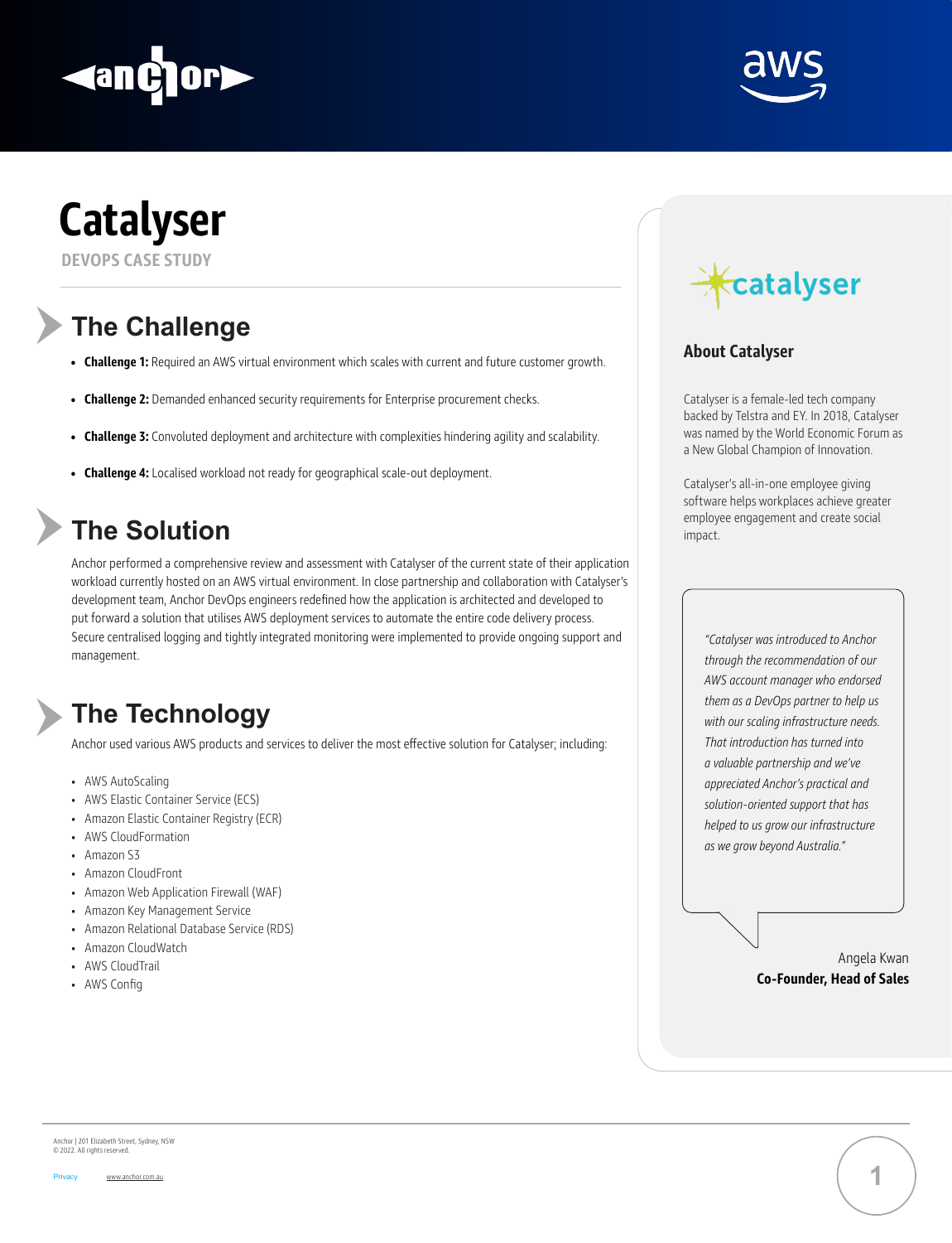# Catalyser

DEVOPS CASE STUDY

## The Challenge

- **Challenge 1:** Required an AWS virtual environment which scales with current and future customer growth.
- **Challenge 2:** Demanded enhanced security requirements for Enterprise procurement checks.
- **Challenge 3:** Convoluted deployment and architecture with complexities hindering agility and scalability.
- **Challenge 4:** Localised workload not ready for geographical scale-out deployment.

## The Solution

Anchor performed a comprehensive review and assessment with Catalyser of the current state of their application workload currently hosted on an AWS virtual environment. In close partnership and collaboration with Catalyser's development team, Anchor DevOps engineers redefined how the application is architected and developed to put forward a solution that utilises AWS deployment services to automate the entire code delivery process. Secure centralised logging and tightly integrated monitoring were implemented to provide ongoing support and management.

## The Technology

Anchor used various AWS products and services to deliver the most effective solution for Catalyser; including:

- AWS AutoScaling
- AWS Elastic Container Service (ECS)
- Amazon Elastic Container Registry (ECR)
- AWS CloudFormation
- Amazon S3
- Amazon CloudFront
- Amazon Web Application Firewall (WAF)
- Amazon Key Management Service
- Amazon Relational Database Service (RDS)
- Amazon CloudWatch
- AWS CloudTrail
- AWS Config

### About Catalyser

Catalyser is a female-led tech company backed by Telstra and EY. In 2018, Catalyser was named by the World Economic Forum as a New Global Champion of Innovation.

Catalyser's all-in-one employee giving software helps workplaces achieve greater employee engagement and create social impact.

*"Catalyser was introduced to Anchor through the recommendation of our AWS account manager who endorsed them as a DevOps partner to help us with our scaling infrastructure needs. That introduction has turned into a valuable partnership and we've appreciated Anchor's practical and solution-oriented support that has helped to us grow our infrastructure as we grow beyond Australia."*

Angela Kwan
**Co-Founder, Head of Sales**

Anchor | 201 Elizabeth Street, Sydney, NSW
© 2022. All rights reserved.

Privacy www.anchor.com.au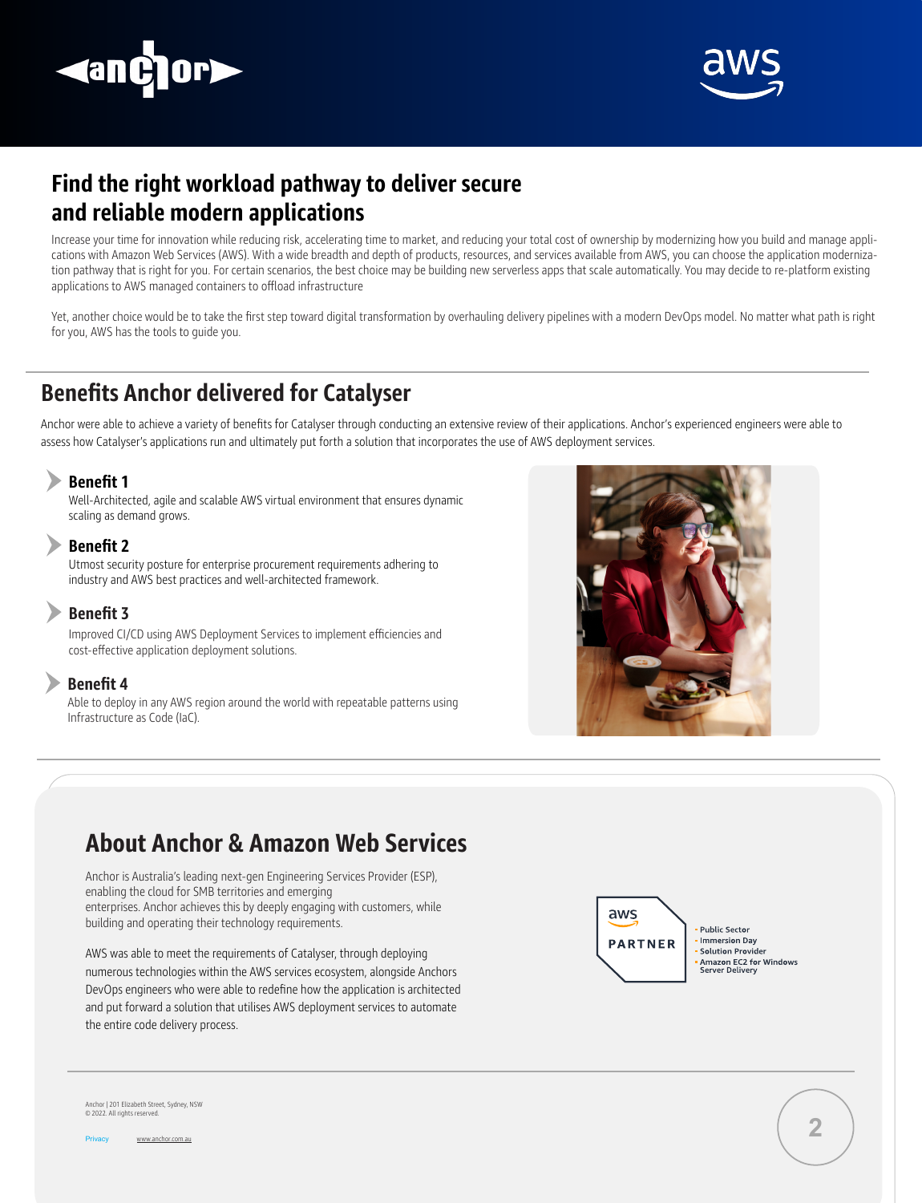# Find the right workload pathway to deliver secure and reliable modern applications

Increase your time for innovation while reducing risk, accelerating time to market, and reducing your total cost of ownership by modernizing how you build and manage applications with Amazon Web Services (AWS). With a wide breadth and depth of products, resources, and services available from AWS, you can choose the application modernization pathway that is right for you. For certain scenarios, the best choice may be building new serverless apps that scale automatically. You may decide to re-platform existing applications to AWS managed containers to offload infrastructure

Yet, another choice would be to take the first step toward digital transformation by overhauling delivery pipelines with a modern DevOps model. No matter what path is right for you, AWS has the tools to guide you.

## Benefits Anchor delivered for Catalyser

Anchor were able to achieve a variety of benefits for Catalyser through conducting an extensive review of their applications. Anchor's experienced engineers were able to assess how Catalyser's applications run and ultimately put forth a solution that incorporates the use of AWS deployment services.

### Benefit 1

Well-Architected, agile and scalable AWS virtual environment that ensures dynamic scaling as demand grows.

### Benefit 2

Utmost security posture for enterprise procurement requirements adhering to industry and AWS best practices and well-architected framework.

### Benefit 3

Improved CI/CD using AWS Deployment Services to implement efficiencies and cost-effective application deployment solutions.

### Benefit 4

Able to deploy in any AWS region around the world with repeatable patterns using Infrastructure as Code (IaC).

## About Anchor & Amazon Web Services

Anchor is Australia's leading next-gen Engineering Services Provider (ESP), enabling the cloud for SMB territories and emerging enterprises. Anchor achieves this by deeply engaging with customers, while building and operating their technology requirements.

AWS was able to meet the requirements of Catalyser, through deploying numerous technologies within the AWS services ecosystem, alongside Anchors DevOps engineers who were able to redefine how the application is architected and put forward a solution that utilises AWS deployment services to automate the entire code delivery process.

aws PARTNER

- Public Sector
- Immersion Day
- Solution Provider
- Amazon EC2 for Windows Server Delivery

Anchor | 201 Elizabeth Street, Sydney, NSW
© 2022. All rights reserved.

Privacy www.anchor.com.au